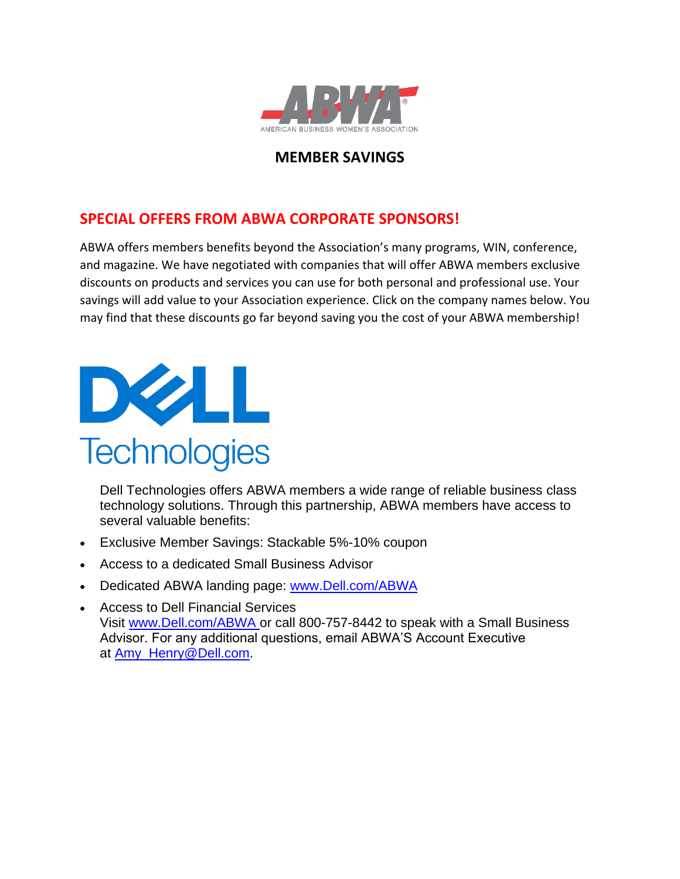ABWA

AMERICAN BUSINESS WOMEN'S ASSOCIATION

# MEMBER SAVINGS

## SPECIAL OFFERS FROM ABWA CORPORATE SPONSORS!

ABWA offers members benefits beyond the Association's many programs, WIN, conference, and magazine. We have negotiated with companies that will offer ABWA members exclusive discounts on products and services you can use for both personal and professional use. Your savings will add value to your Association experience. Click on the company names below. You may find that these discounts go far beyond saving you the cost of your ABWA membership!

DELL Technologies

Dell Technologies offers ABWA members a wide range of reliable business class technology solutions. Through this partnership, ABWA members have access to several valuable benefits:

- Exclusive Member Savings: Stackable 5%-10% coupon
- Access to a dedicated Small Business Advisor
- Dedicated ABWA landing page: www.Dell.com/ABWA
- Access to Dell Financial Services
  Visit www.Dell.com/ABWA or call 800-757-8442 to speak with a Small Business Advisor. For any additional questions, email ABWA'S Account Executive at Amy_Henry@Dell.com.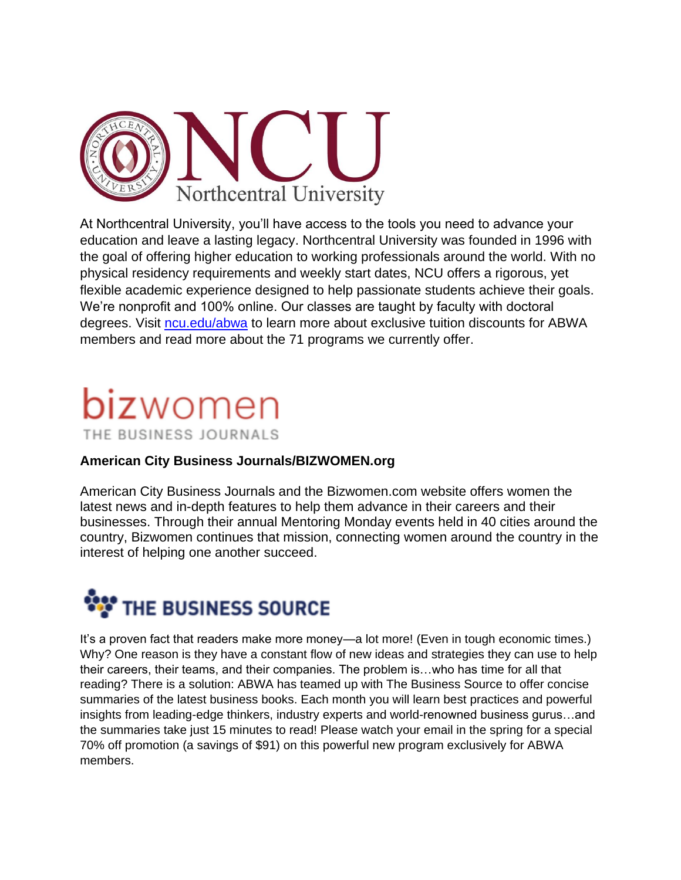## NCU Northcentral University

At Northcentral University, you'll have access to the tools you need to advance your education and leave a lasting legacy. Northcentral University was founded in 1996 with the goal of offering higher education to working professionals around the world. With no physical residency requirements and weekly start dates, NCU offers a rigorous, yet flexible academic experience designed to help passionate students achieve their goals. We're nonprofit and 100% online. Our classes are taught by faculty with doctoral degrees. Visit [ncu.edu/abwa](ncu.edu/abwa) to learn more about exclusive tuition discounts for ABWA members and read more about the 71 programs we currently offer.

## bizwomen THE BUSINESS JOURNALS

**American City Business Journals/BIZWOMEN.org**

American City Business Journals and the Bizwomen.com website offers women the latest news and in-depth features to help them advance in their careers and their businesses. Through their annual Mentoring Monday events held in 40 cities around the country, Bizwomen continues that mission, connecting women around the country in the interest of helping one another succeed.

## THE BUSINESS SOURCE

It's a proven fact that readers make more money—a lot more! (Even in tough economic times.) Why? One reason is they have a constant flow of new ideas and strategies they can use to help their careers, their teams, and their companies. The problem is…who has time for all that reading? There is a solution: ABWA has teamed up with The Business Source to offer concise summaries of the latest business books. Each month you will learn best practices and powerful insights from leading-edge thinkers, industry experts and world-renowned business gurus…and the summaries take just 15 minutes to read! Please watch your email in the spring for a special 70% off promotion (a savings of $91) on this powerful new program exclusively for ABWA members.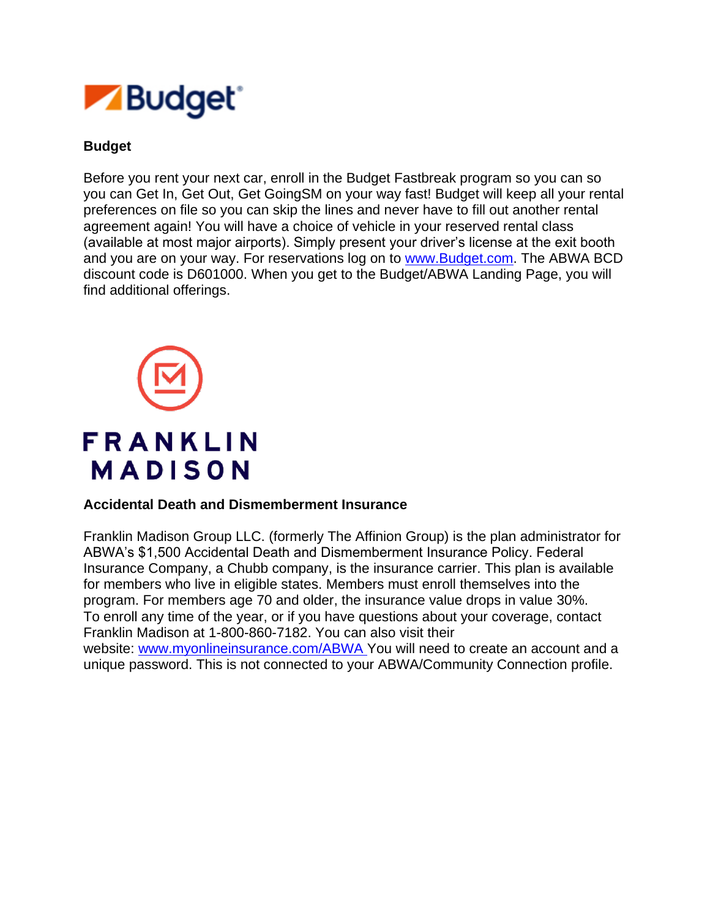**Budget**

Before you rent your next car, enroll in the Budget Fastbreak program so you can so you can Get In, Get Out, Get GoingSM on your way fast! Budget will keep all your rental preferences on file so you can skip the lines and never have to fill out another rental agreement again! You will have a choice of vehicle in your reserved rental class (available at most major airports). Simply present your driver's license at the exit booth and you are on your way. For reservations log on to [www.Budget.com](http://www.Budget.com). The ABWA BCD discount code is D601000. When you get to the Budget/ABWA Landing Page, you will find additional offerings.

**Accidental Death and Dismemberment Insurance**

Franklin Madison Group LLC. (formerly The Affinion Group) is the plan administrator for ABWA's $1,500 Accidental Death and Dismemberment Insurance Policy. Federal Insurance Company, a Chubb company, is the insurance carrier. This plan is available for members who live in eligible states. Members must enroll themselves into the program. For members age 70 and older, the insurance value drops in value 30%. To enroll any time of the year, or if you have questions about your coverage, contact Franklin Madison at 1-800-860-7182. You can also visit their website: [www.myonlineinsurance.com/ABWA](http://www.myonlineinsurance.com/ABWA) You will need to create an account and a unique password. This is not connected to your ABWA/Community Connection profile.